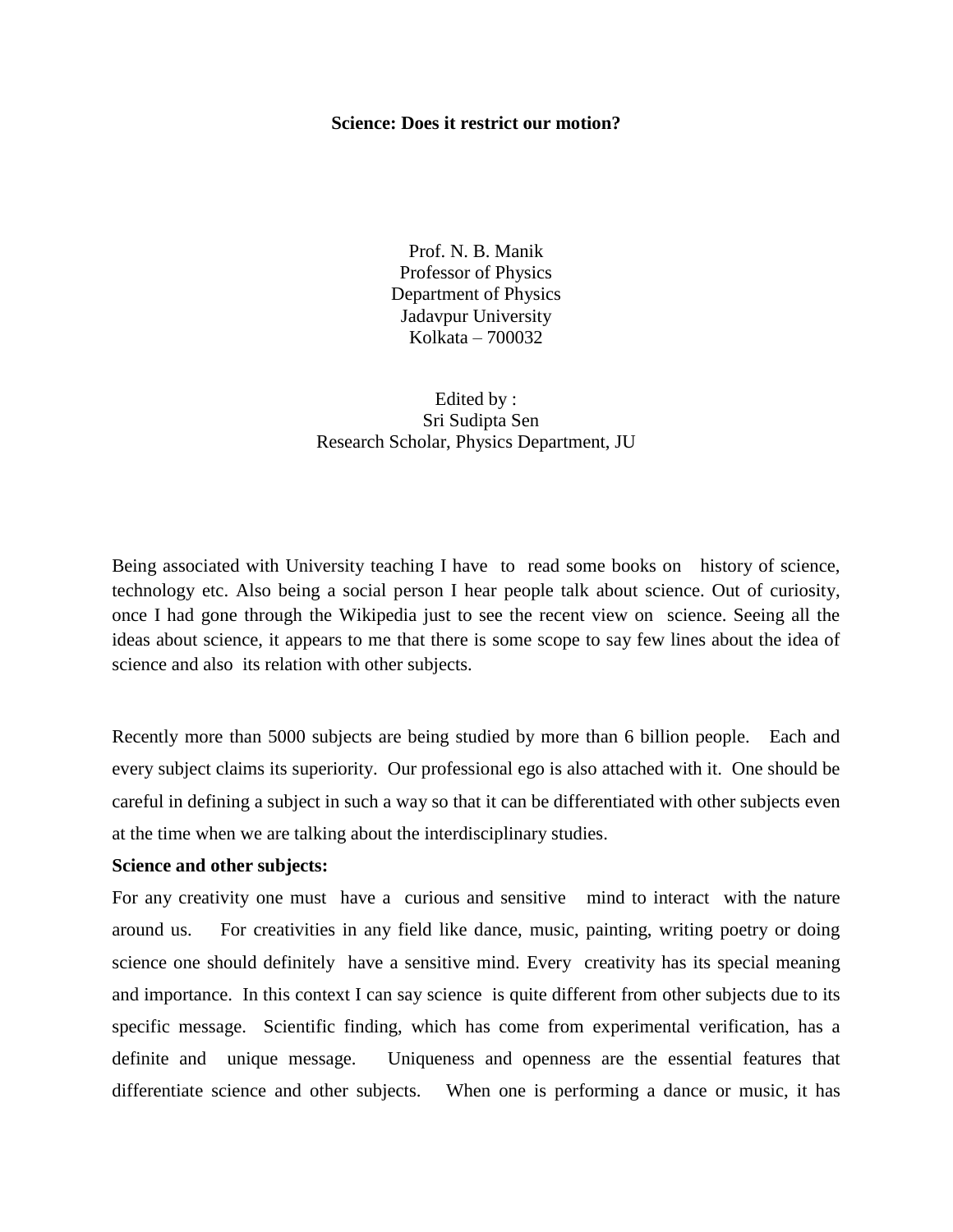# Science: Does it restrict our motion?

Prof. N. B. Manik
Professor of Physics
Department of Physics
Jadavpur University
Kolkata – 700032

Edited by :
Sri Sudipta Sen
Research Scholar, Physics Department, JU

Being associated with University teaching I have to read some books on history of science, technology etc. Also being a social person I hear people talk about science. Out of curiosity, once I had gone through the Wikipedia just to see the recent view on science. Seeing all the ideas about science, it appears to me that there is some scope to say few lines about the idea of science and also its relation with other subjects.

Recently more than 5000 subjects are being studied by more than 6 billion people. Each and every subject claims its superiority. Our professional ego is also attached with it. One should be careful in defining a subject in such a way so that it can be differentiated with other subjects even at the time when we are talking about the interdisciplinary studies.

**Science and other subjects:**

For any creativity one must have a curious and sensitive mind to interact with the nature around us. For creativities in any field like dance, music, painting, writing poetry or doing science one should definitely have a sensitive mind. Every creativity has its special meaning and importance. In this context I can say science is quite different from other subjects due to its specific message. Scientific finding, which has come from experimental verification, has a definite and unique message. Uniqueness and openness are the essential features that differentiate science and other subjects. When one is performing a dance or music, it has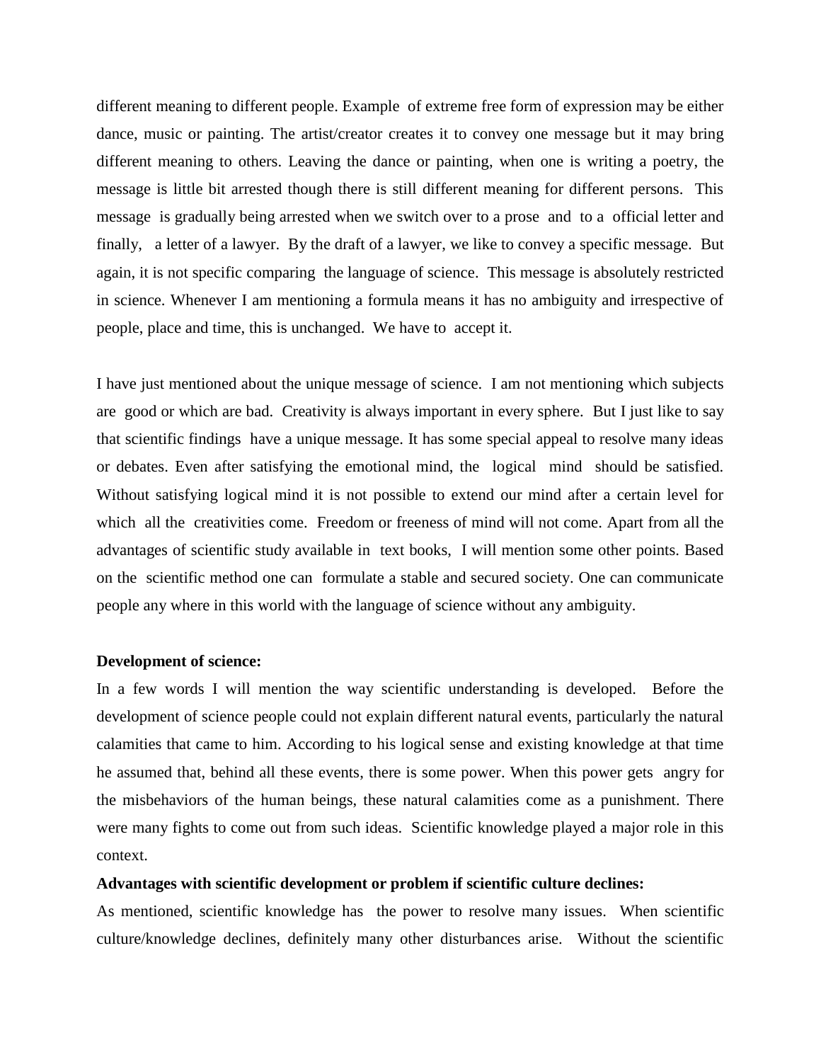different meaning to different people. Example of extreme free form of expression may be either dance, music or painting. The artist/creator creates it to convey one message but it may bring different meaning to others. Leaving the dance or painting, when one is writing a poetry, the message is little bit arrested though there is still different meaning for different persons. This message is gradually being arrested when we switch over to a prose and to a official letter and finally, a letter of a lawyer. By the draft of a lawyer, we like to convey a specific message. But again, it is not specific comparing the language of science. This message is absolutely restricted in science. Whenever I am mentioning a formula means it has no ambiguity and irrespective of people, place and time, this is unchanged. We have to accept it.

I have just mentioned about the unique message of science. I am not mentioning which subjects are good or which are bad. Creativity is always important in every sphere. But I just like to say that scientific findings have a unique message. It has some special appeal to resolve many ideas or debates. Even after satisfying the emotional mind, the logical mind should be satisfied. Without satisfying logical mind it is not possible to extend our mind after a certain level for which all the creativities come. Freedom or freeness of mind will not come. Apart from all the advantages of scientific study available in text books, I will mention some other points. Based on the scientific method one can formulate a stable and secured society. One can communicate people any where in this world with the language of science without any ambiguity.

**Development of science:**

In a few words I will mention the way scientific understanding is developed. Before the development of science people could not explain different natural events, particularly the natural calamities that came to him. According to his logical sense and existing knowledge at that time he assumed that, behind all these events, there is some power. When this power gets angry for the misbehaviors of the human beings, these natural calamities come as a punishment. There were many fights to come out from such ideas. Scientific knowledge played a major role in this context.

**Advantages with scientific development or problem if scientific culture declines:**

As mentioned, scientific knowledge has the power to resolve many issues. When scientific culture/knowledge declines, definitely many other disturbances arise. Without the scientific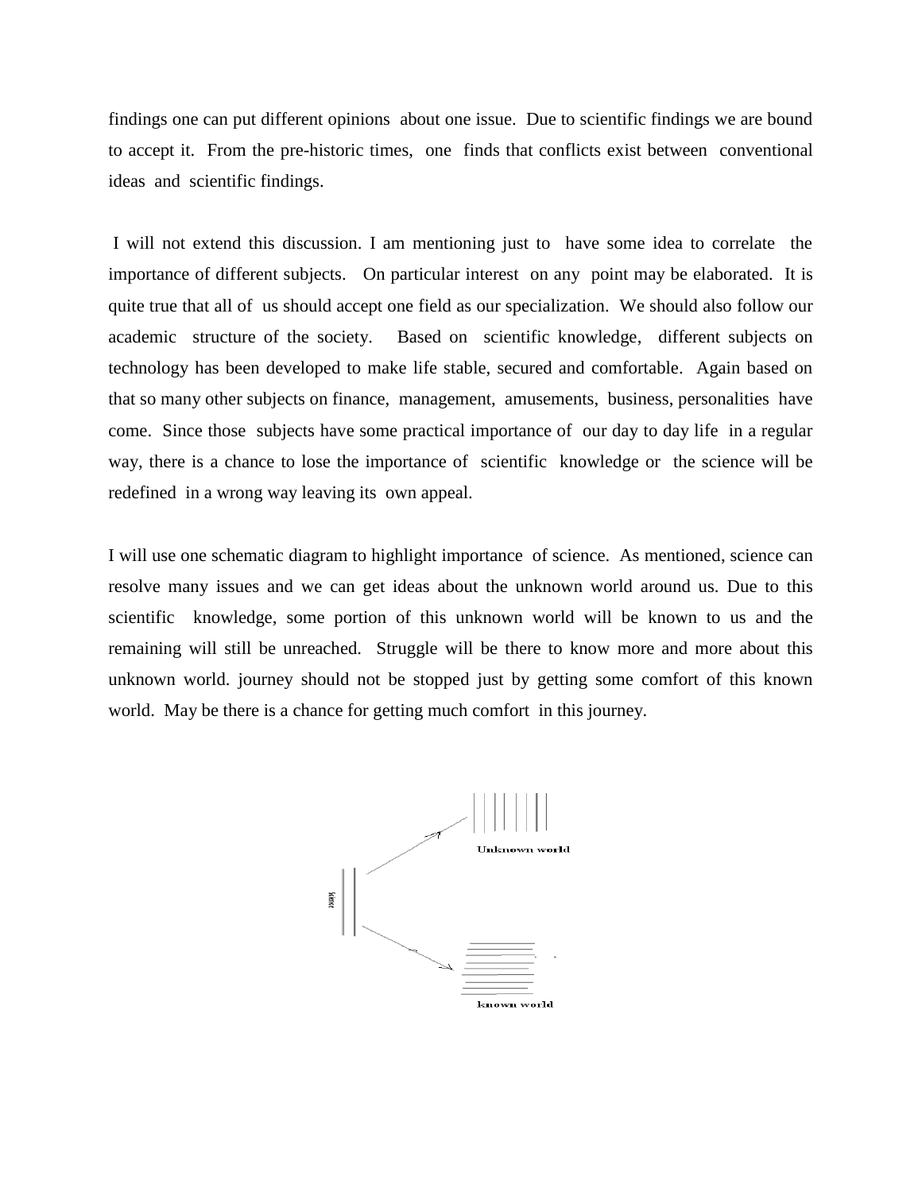findings one can put different opinions about one issue. Due to scientific findings we are bound to accept it. From the pre-historic times, one finds that conflicts exist between conventional ideas and scientific findings.

I will not extend this discussion. I am mentioning just to have some idea to correlate the importance of different subjects. On particular interest on any point may be elaborated. It is quite true that all of us should accept one field as our specialization. We should also follow our academic structure of the society. Based on scientific knowledge, different subjects on technology has been developed to make life stable, secured and comfortable. Again based on that so many other subjects on finance, management, amusements, business, personalities have come. Since those subjects have some practical importance of our day to day life in a regular way, there is a chance to lose the importance of scientific knowledge or the science will be redefined in a wrong way leaving its own appeal.

I will use one schematic diagram to highlight importance of science. As mentioned, science can resolve many issues and we can get ideas about the unknown world around us. Due to this scientific knowledge, some portion of this unknown world will be known to us and the remaining will still be unreached. Struggle will be there to know more and more about this unknown world. journey should not be stopped just by getting some comfort of this known world. May be there is a chance for getting much comfort in this journey.

Science

Unknown world

known world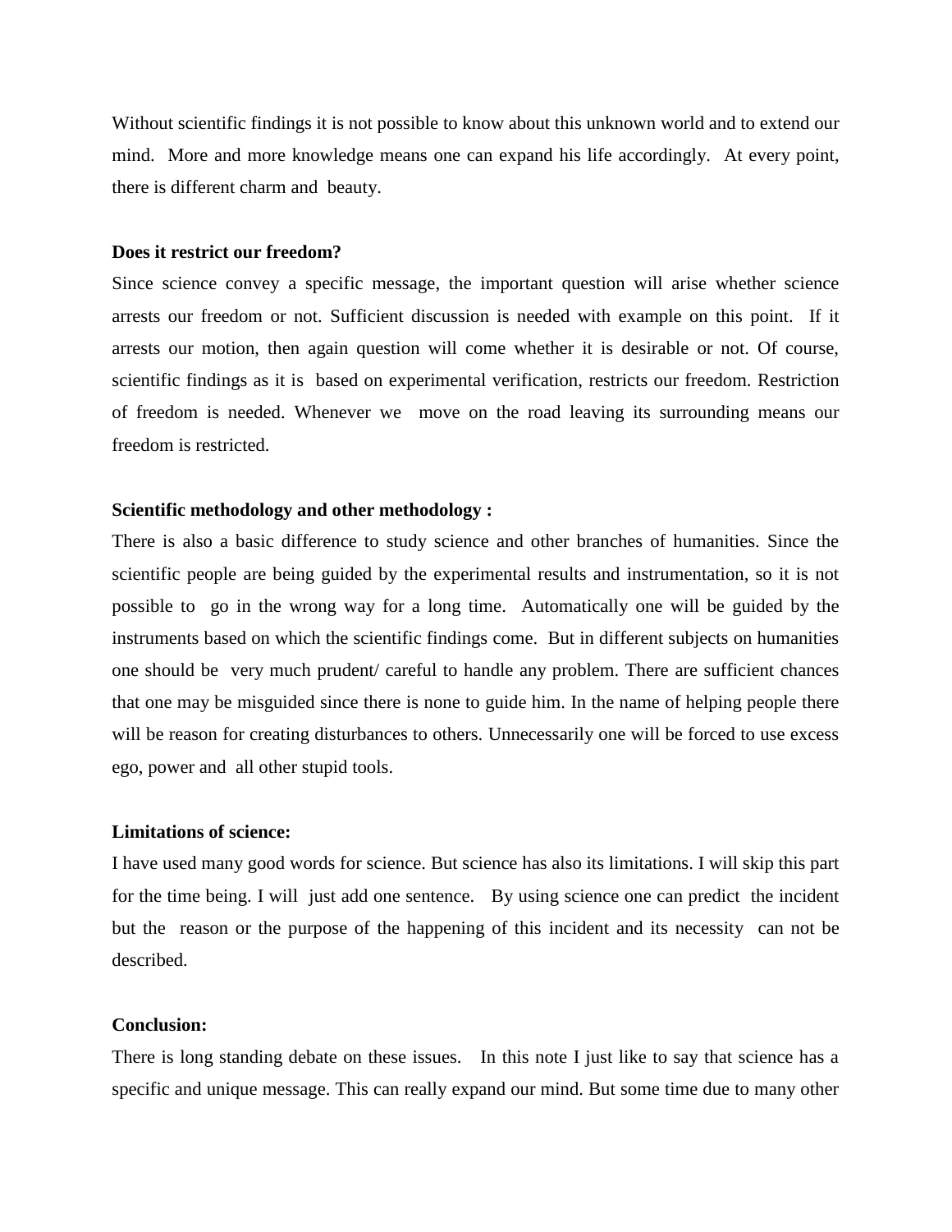Without scientific findings it is not possible to know about this unknown world and to extend our mind. More and more knowledge means one can expand his life accordingly. At every point, there is different charm and beauty.

**Does it restrict our freedom?**

Since science convey a specific message, the important question will arise whether science arrests our freedom or not. Sufficient discussion is needed with example on this point. If it arrests our motion, then again question will come whether it is desirable or not. Of course, scientific findings as it is based on experimental verification, restricts our freedom. Restriction of freedom is needed. Whenever we move on the road leaving its surrounding means our freedom is restricted.

**Scientific methodology and other methodology :**

There is also a basic difference to study science and other branches of humanities. Since the scientific people are being guided by the experimental results and instrumentation, so it is not possible to go in the wrong way for a long time. Automatically one will be guided by the instruments based on which the scientific findings come. But in different subjects on humanities one should be very much prudent/ careful to handle any problem. There are sufficient chances that one may be misguided since there is none to guide him. In the name of helping people there will be reason for creating disturbances to others. Unnecessarily one will be forced to use excess ego, power and all other stupid tools.

**Limitations of science:**

I have used many good words for science. But science has also its limitations. I will skip this part for the time being. I will just add one sentence. By using science one can predict the incident but the reason or the purpose of the happening of this incident and its necessity can not be described.

**Conclusion:**

There is long standing debate on these issues. In this note I just like to say that science has a specific and unique message. This can really expand our mind. But some time due to many other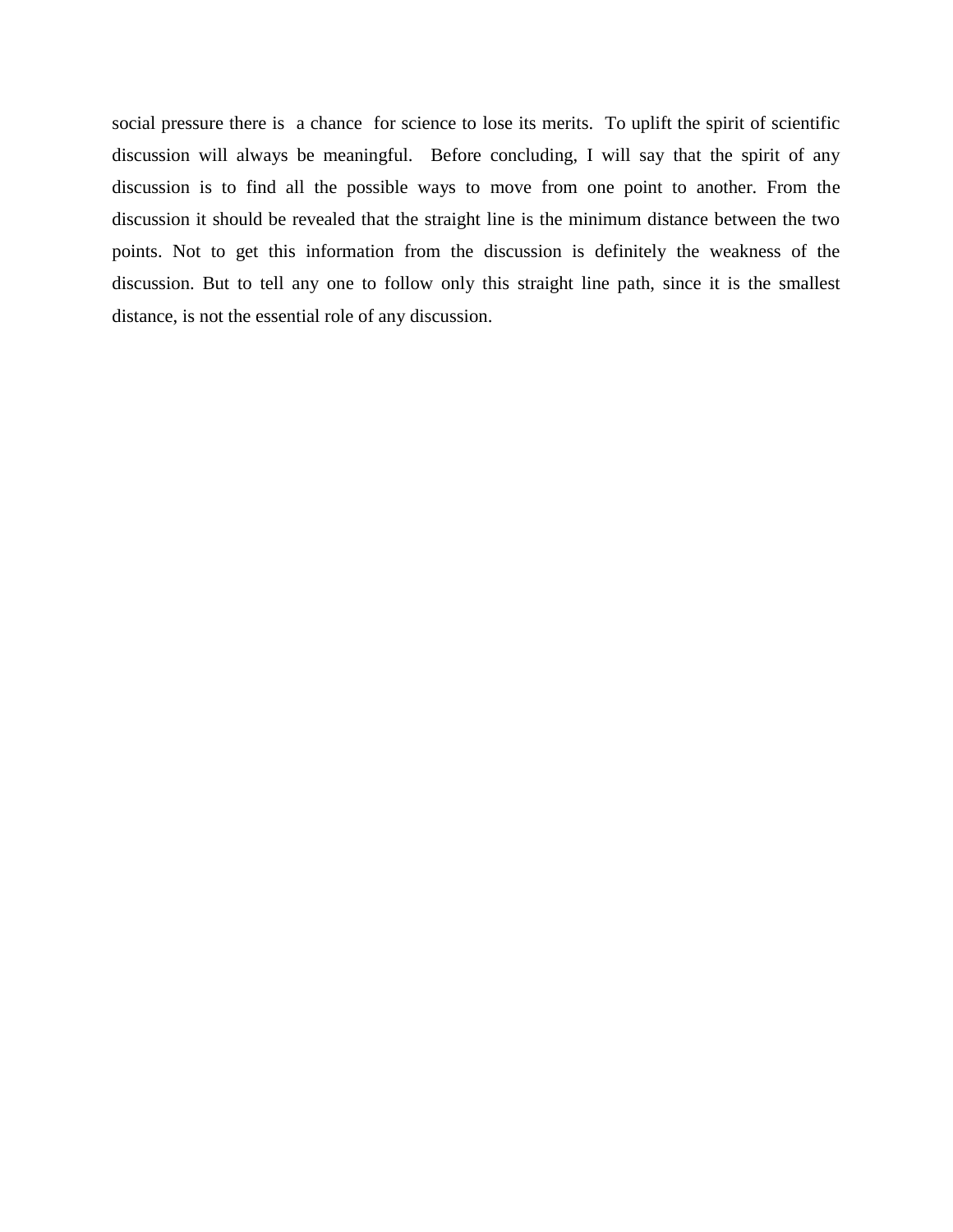social pressure there is a chance for science to lose its merits. To uplift the spirit of scientific discussion will always be meaningful. Before concluding, I will say that the spirit of any discussion is to find all the possible ways to move from one point to another. From the discussion it should be revealed that the straight line is the minimum distance between the two points. Not to get this information from the discussion is definitely the weakness of the discussion. But to tell any one to follow only this straight line path, since it is the smallest distance, is not the essential role of any discussion.